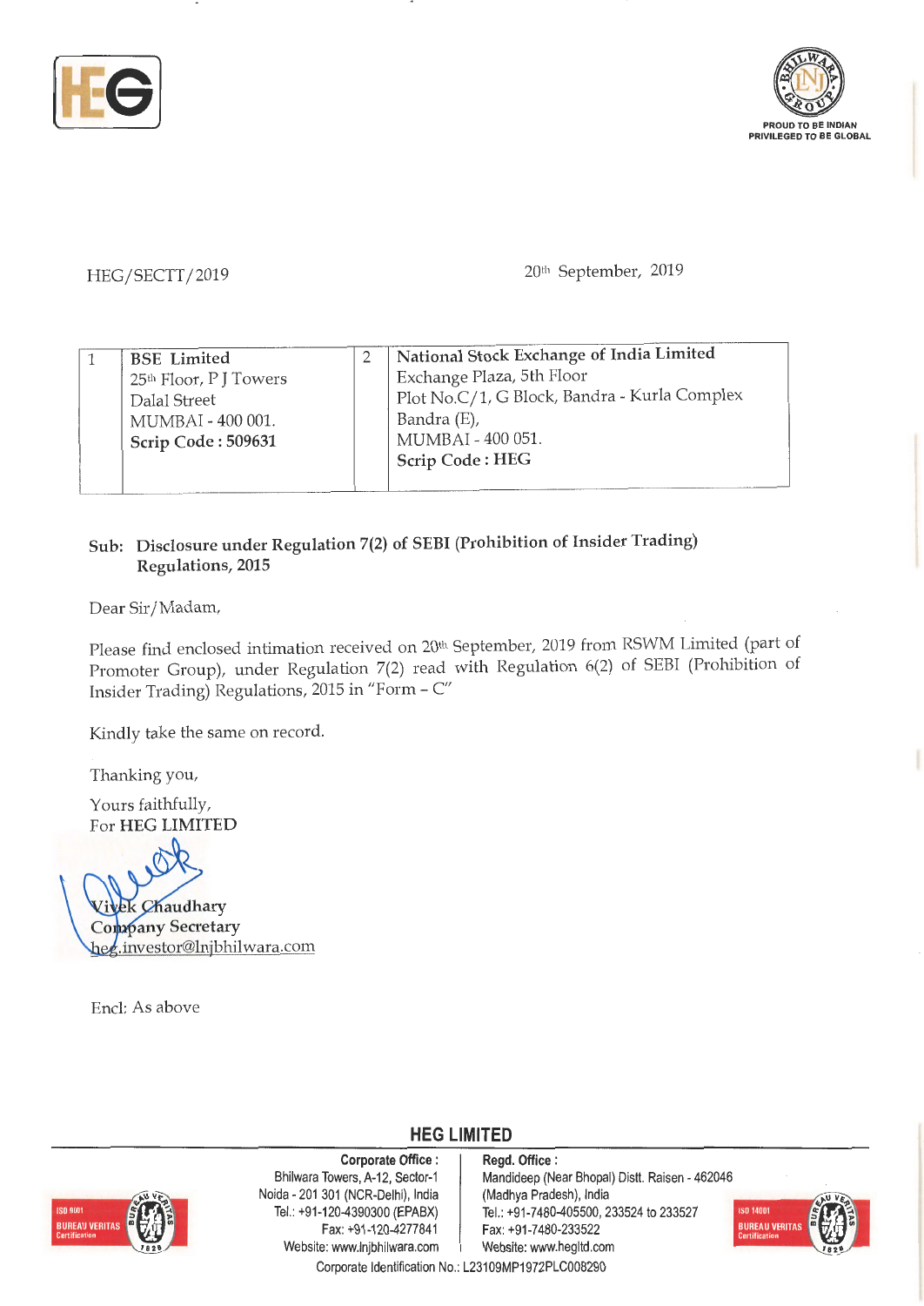HEG/SECTT/2019

20th September, 2019

| 1 | **BSE Limited**<br>25th Floor, P J Towers<br>Dalal Street<br>MUMBAI - 400 001.<br>**Scrip Code : 509631** | 2 | **National Stock Exchange of India Limited**<br>Exchange Plaza, 5th Floor<br>Plot No.C/1, G Block, Bandra - Kurla Complex<br>Bandra (E),<br>MUMBAI - 400 051.<br>**Scrip Code : HEG** |
|---|---|---|---|

**Sub: Disclosure under Regulation 7(2) of SEBI (Prohibition of Insider Trading) Regulations, 2015**

Dear Sir/Madam,

Please find enclosed intimation received on 20th September, 2019 from RSWM Limited (part of Promoter Group), under Regulation 7(2) read with Regulation 6(2) of SEBI (Prohibition of Insider Trading) Regulations, 2015 in "Form – C"

Kindly take the same on record.

Thanking you,

Yours faithfully,
For **HEG LIMITED**

Vivek Chaudhary
Company Secretary
heg.investor@lnjbhilwara.com

Encl: As above

**HEG LIMITED**

**Corporate Office :**
Bhilwara Towers, A-12, Sector-1
Noida - 201 301 (NCR-Delhi), India
Tel.: +91-120-4390300 (EPABX)
Fax: +91-120-4277841
Website: www.lnjbhilwara.com

**Regd. Office :**
Mandideep (Near Bhopal) Distt. Raisen - 462046
(Madhya Pradesh), India
Tel.: +91-7480-405500, 233524 to 233527
Fax: +91-7480-233522
Website: www.hegltd.com

Corporate Identification No.: L23109MP1972PLC008290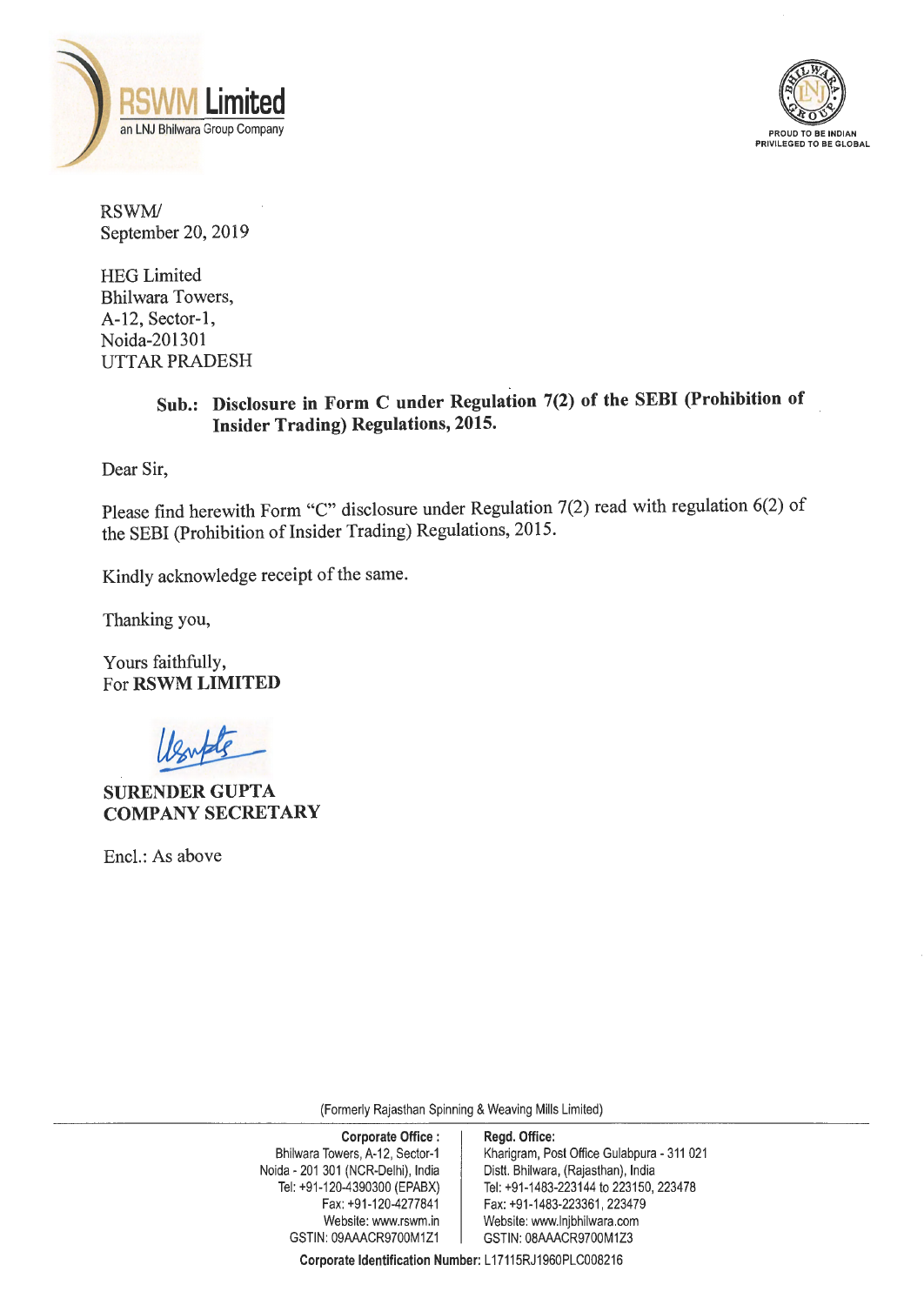**RSWM Limited**
an LNJ Bhilwara Group Company

PROUD TO BE INDIAN
PRIVILEGED TO BE GLOBAL

RSWM/
September 20, 2019

HEG Limited
Bhilwara Towers,
A-12, Sector-1,
Noida-201301
UTTAR PRADESH

**Sub.: Disclosure in Form C under Regulation 7(2) of the SEBI (Prohibition of Insider Trading) Regulations, 2015.**

Dear Sir,

Please find herewith Form "C" disclosure under Regulation 7(2) read with regulation 6(2) of the SEBI (Prohibition of Insider Trading) Regulations, 2015.

Kindly acknowledge receipt of the same.

Thanking you,

Yours faithfully,
For **RSWM LIMITED**

**SURENDER GUPTA**
**COMPANY SECRETARY**

Encl.: As above

(Formerly Rajasthan Spinning & Weaving Mills Limited)

**Corporate Office :**
Bhilwara Towers, A-12, Sector-1
Noida - 201 301 (NCR-Delhi), India
Tel: +91-120-4390300 (EPABX)
Fax: +91-120-4277841
Website: www.rswm.in
GSTIN: 09AAACR9700M1Z1

**Regd. Office:**
Kharigram, Post Office Gulabpura - 311 021
Distt. Bhilwara, (Rajasthan), India
Tel: +91-1483-223144 to 223150, 223478
Fax: +91-1483-223361, 223479
Website: www.lnjbhilwara.com
GSTIN: 08AAACR9700M1Z3

**Corporate Identification Number:** L17115RJ1960PLC008216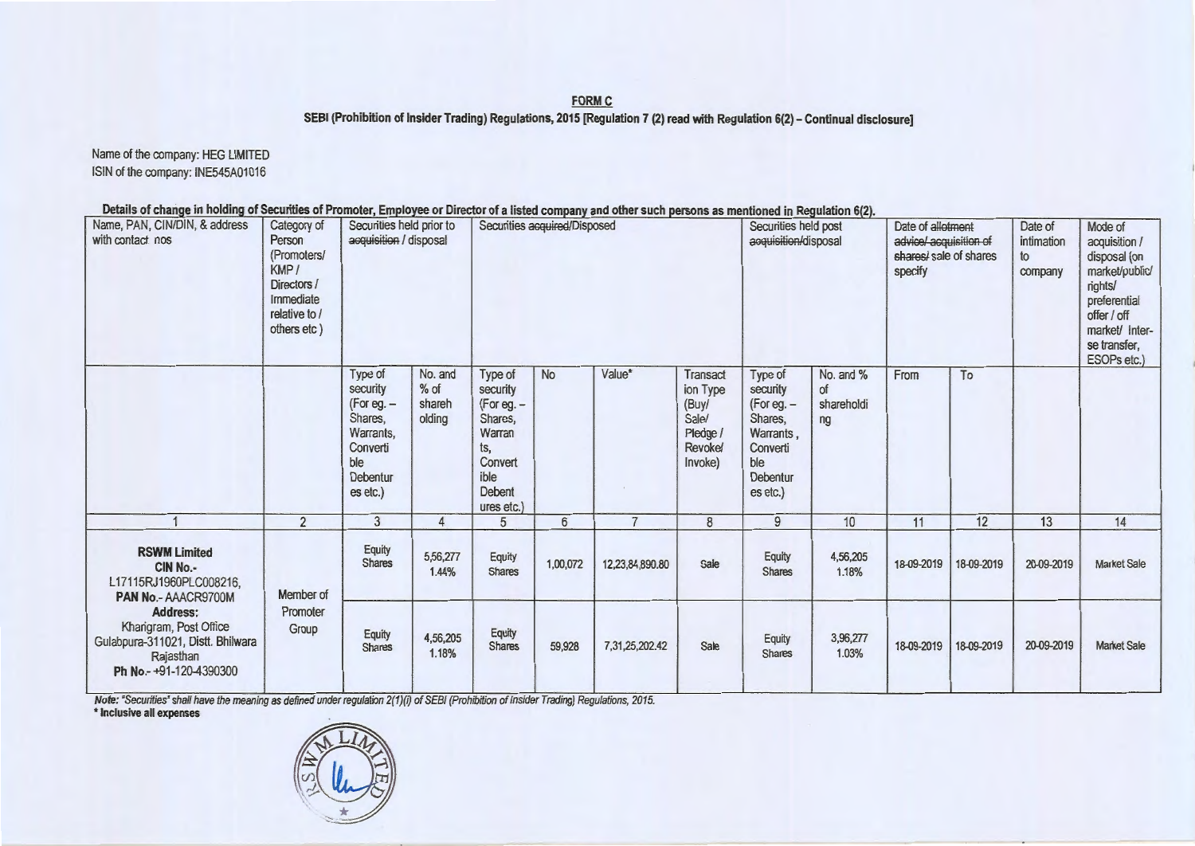**FORM C**

**SEBI (Prohibition of Insider Trading) Regulations, 2015 [Regulation 7 (2) read with Regulation 6(2) – Continual disclosure]**

Name of the company: HEG LIMITED
ISIN of the company: INE545A01016

**Details of change in holding of Securities of Promoter, Employee or Director of a listed company and other such persons as mentioned in Regulation 6(2).**

| Name, PAN, CIN/DIN, & address with contact nos | Category of Person (Promoters/ KMP / Directors / Immediate relative to / others etc ) | Securities held prior to ~~acquisition~~ / disposal | | Securities ~~acquired~~/Disposed | | | | Securities held post ~~acquisition~~/disposal | | Date of ~~allotment advice/ acquisition of shares/~~ sale of shares specify | | Date of intimation to company | Mode of acquisition / disposal (on market/public/ rights/ preferential offer / off market/ Inter-se transfer, ESOPs etc.) |
|---|---|---|---|---|---|---|---|---|---|---|---|---|---|
| | | Type of security (For eg. – Shares, Warrants, Convertible Debentures etc.) | No. and % of shareholding | Type of security (For eg. – Shares, Warrants, Convertible Debentures etc.) | No | Value* | Transaction Type (Buy/ Sale/ Pledge / Revoke/ Invoke) | Type of security (For eg. – Shares, Warrants, Convertible Debentures etc.) | No. and % of shareholding | From | To | | |
| 1 | 2 | 3 | 4 | 5 | 6 | 7 | 8 | 9 | 10 | 11 | 12 | 13 | 14 |
| **RSWM Limited** **CIN No.-** L17115RJ1960PLC008216, **PAN No.-** AAACR9700M **Address:** Kharigram, Post Office Gulabpura-311021, Distt. Bhilwara Rajasthan **Ph No.-** +91-120-4390300 | Member of Promoter Group | Equity Shares | 5,56,277 1.44% | Equity Shares | 1,00,072 | 12,23,84,890.80 | Sale | Equity Shares | 4,56,205 1.18% | 18-09-2019 | 18-09-2019 | 20-09-2019 | Market Sale |
| | | Equity Shares | 4,56,205 1.18% | Equity Shares | 59,928 | 7,31,25,202.42 | Sale | Equity Shares | 3,96,277 1.03% | 18-09-2019 | 18-09-2019 | 20-09-2019 | Market Sale |

*Note: "Securities" shall have the meaning as defined under regulation 2(1)(i) of SEBI (Prohibition of Insider Trading) Regulations, 2015.*

**\* Inclusive all expenses**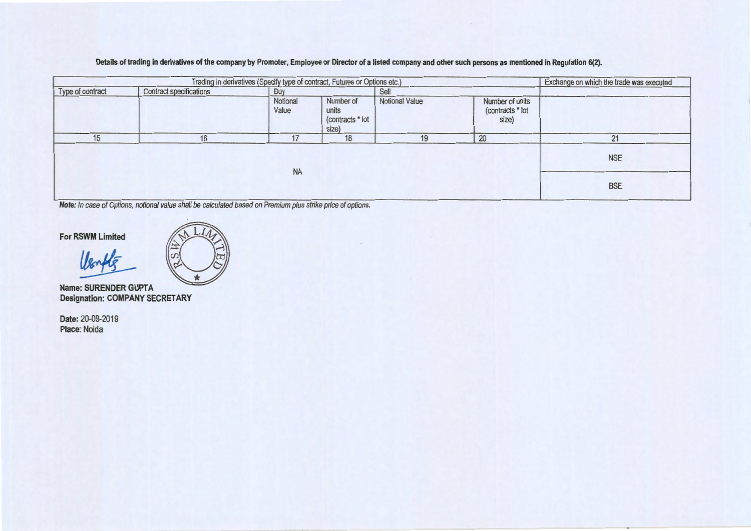**Details of trading in derivatives of the company by Promoter, Employee or Director of a listed company and other such persons as mentioned in Regulation 6(2).**

| Trading in derivatives (Specify type of contract, Futures or Options etc.) | | | | | | Exchange on which the trade was executed |
|---|---|---|---|---|---|---|
| Type of contract | Contract specifications | Buy | | Sell | | |
| | | Notional Value | Number of units (contracts * lot size) | Notional Value | Number of units (contracts * lot size) | |
| 15 | 16 | 17 | 18 | 19 | 20 | 21 |
| NA | | | | | | NSE |
| | | | | | | BSE |

***Note:** In case of Options, notional value shall be calculated based on Premium plus strike price of options.*

**For RSWM Limited**

**Name: SURENDER GUPTA**
**Designation: COMPANY SECRETARY**

**Date:** 20-09-2019
**Place:** Noida